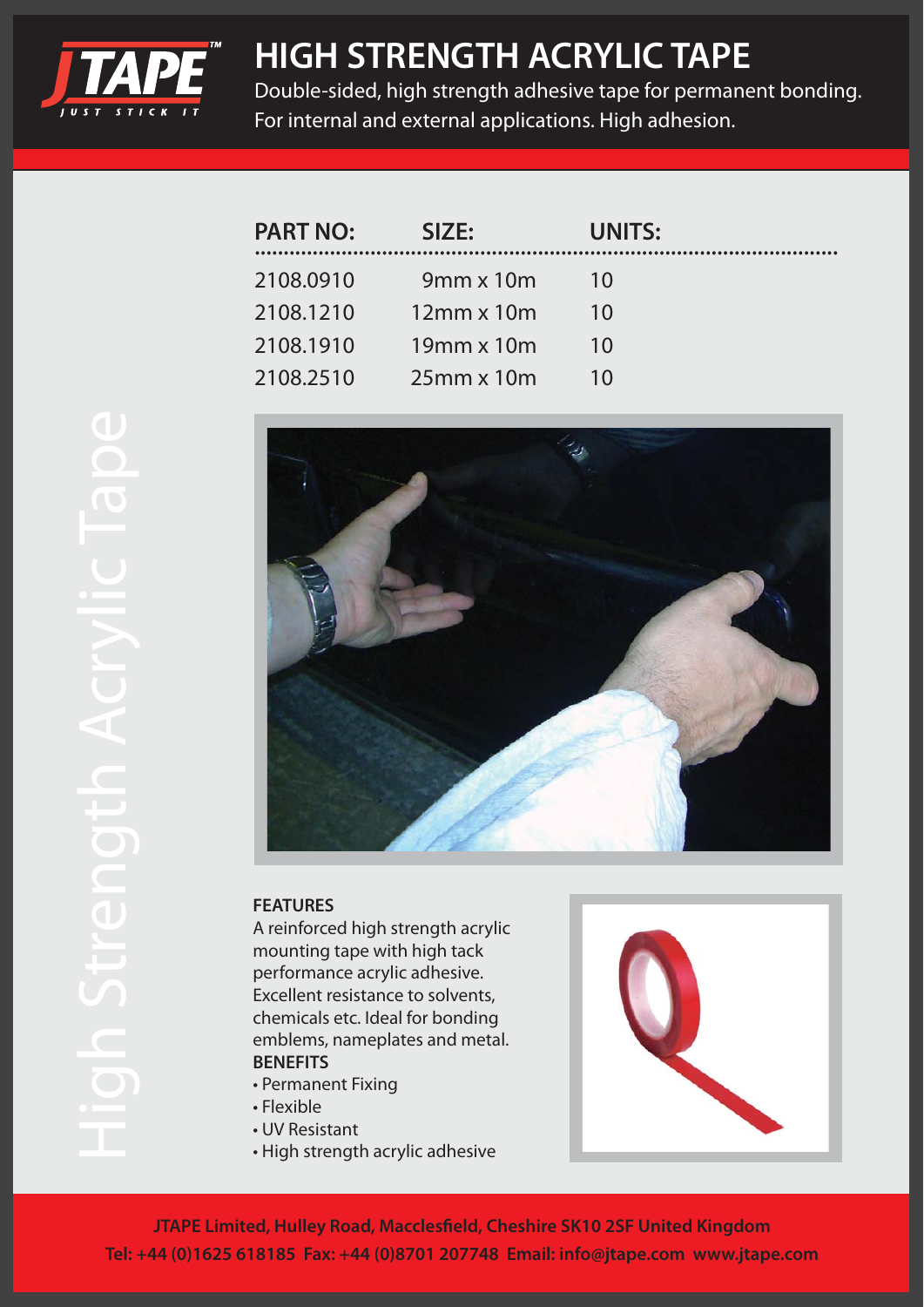# HIGH STRENGTH ACRYLIC TAPE

Double-sided, high strength adhesive tape for permanent bonding.
For internal and external applications. High adhesion.

| PART NO: | SIZE: | UNITS: |
|---|---|---|
| 2108.0910 | 9mm x 10m | 10 |
| 2108.1210 | 12mm x 10m | 10 |
| 2108.1910 | 19mm x 10m | 10 |
| 2108.2510 | 25mm x 10m | 10 |

High Strength Acrylic Tape

**FEATURES**

A reinforced high strength acrylic mounting tape with high tack performance acrylic adhesive. Excellent resistance to solvents, chemicals etc. Ideal for bonding emblems, nameplates and metal.

**BENEFITS**

- Permanent Fixing
- Flexible
- UV Resistant
- High strength acrylic adhesive

**JTAPE Limited, Hulley Road, Macclesfield, Cheshire SK10 2SF United Kingdom**
**Tel: +44 (0)1625 618185 Fax: +44 (0)8701 207748 Email: info@jtape.com www.jtape.com**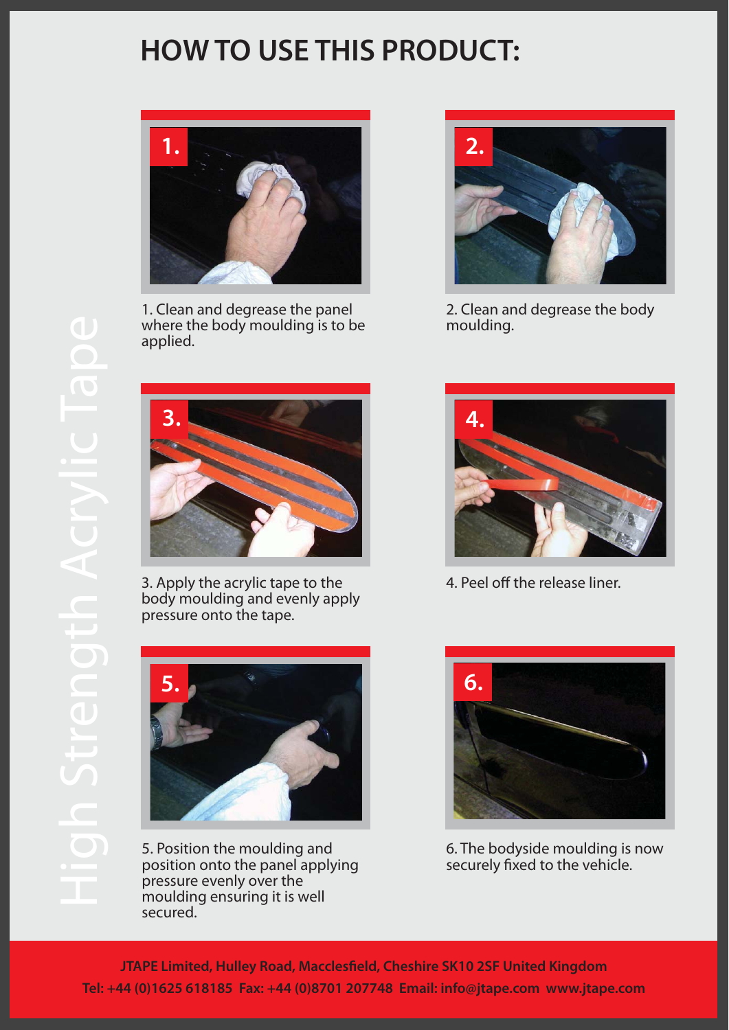# HOW TO USE THIS PRODUCT:

High Strength Acrylic Tape

1. Clean and degrease the panel where the body moulding is to be applied.

2. Clean and degrease the body moulding.

3. Apply the acrylic tape to the body moulding and evenly apply pressure onto the tape.

4. Peel off the release liner.

5. Position the moulding and position onto the panel applying pressure evenly over the moulding ensuring it is well secured.

6. The bodyside moulding is now securely fixed to the vehicle.

**JTAPE Limited, Hulley Road, Macclesfield, Cheshire SK10 2SF United Kingdom**

**Tel: +44 (0)1625 618185 Fax: +44 (0)8701 207748 Email: info@jtape.com www.jtape.com**